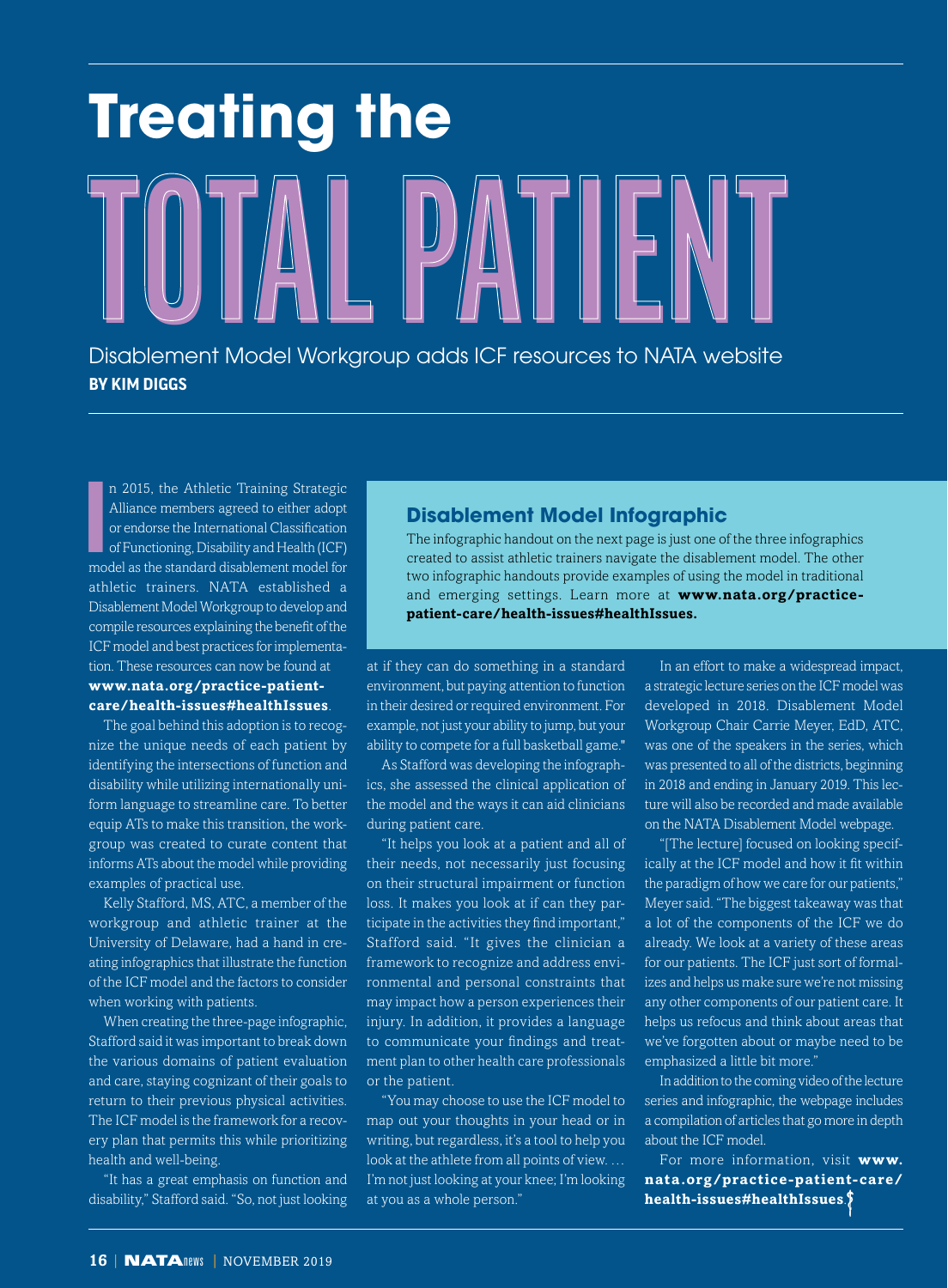# Treating the TOTAL PATIENT

## Disablement Model Workgroup adds ICF resources to NATA website

**BY KIM DIGGS**

In 2015, the Athletic Training Strategic Alliance members agreed to either adopt or endorse the International Classification of Functioning, Disability and Health (ICF) model as the standard disablement model for athletic trainers. NATA established a Disablement Model Workgroup to develop and compile resources explaining the benefit of the ICF model and best practices for implementation. These resources can now be found at **www.nata.org/practice-patient-care/health-issues#healthIssues**.

The goal behind this adoption is to recognize the unique needs of each patient by identifying the intersections of function and disability while utilizing internationally uniform language to streamline care. To better equip ATs to make this transition, the workgroup was created to curate content that informs ATs about the model while providing examples of practical use.

Kelly Stafford, MS, ATC, a member of the workgroup and athletic trainer at the University of Delaware, had a hand in creating infographics that illustrate the function of the ICF model and the factors to consider when working with patients.

When creating the three-page infographic, Stafford said it was important to break down the various domains of patient evaluation and care, staying cognizant of their goals to return to their previous physical activities. The ICF model is the framework for a recovery plan that permits this while prioritizing health and well-being.

"It has a great emphasis on function and disability," Stafford said. "So, not just looking at if they can do something in a standard environment, but paying attention to function in their desired or required environment. For example, not just your ability to jump, but your ability to compete for a full basketball game."

### Disablement Model Infographic

The infographic handout on the next page is just one of the three infographics created to assist athletic trainers navigate the disablement model. The other two infographic handouts provide examples of using the model in traditional and emerging settings. Learn more at **www.nata.org/practice-patient-care/health-issues#healthIssues.**

As Stafford was developing the infographics, she assessed the clinical application of the model and the ways it can aid clinicians during patient care.

"It helps you look at a patient and all of their needs, not necessarily just focusing on their structural impairment or function loss. It makes you look at if can they participate in the activities they find important," Stafford said. "It gives the clinician a framework to recognize and address environmental and personal constraints that may impact how a person experiences their injury. In addition, it provides a language to communicate your findings and treatment plan to other health care professionals or the patient.

"You may choose to use the ICF model to map out your thoughts in your head or in writing, but regardless, it's a tool to help you look at the athlete from all points of view. … I'm not just looking at your knee; I'm looking at you as a whole person."

In an effort to make a widespread impact, a strategic lecture series on the ICF model was developed in 2018. Disablement Model Workgroup Chair Carrie Meyer, EdD, ATC, was one of the speakers in the series, which was presented to all of the districts, beginning in 2018 and ending in January 2019. This lecture will also be recorded and made available on the NATA Disablement Model webpage.

"[The lecture] focused on looking specifically at the ICF model and how it fit within the paradigm of how we care for our patients," Meyer said. "The biggest takeaway was that a lot of the components of the ICF we do already. We look at a variety of these areas for our patients. The ICF just sort of formalizes and helps us make sure we're not missing any other components of our patient care. It helps us refocus and think about areas that we've forgotten about or maybe need to be emphasized a little bit more."

In addition to the coming video of the lecture series and infographic, the webpage includes a compilation of articles that go more in depth about the ICF model.

For more information, visit **www.nata.org/practice-patient-care/health-issues#healthIssues**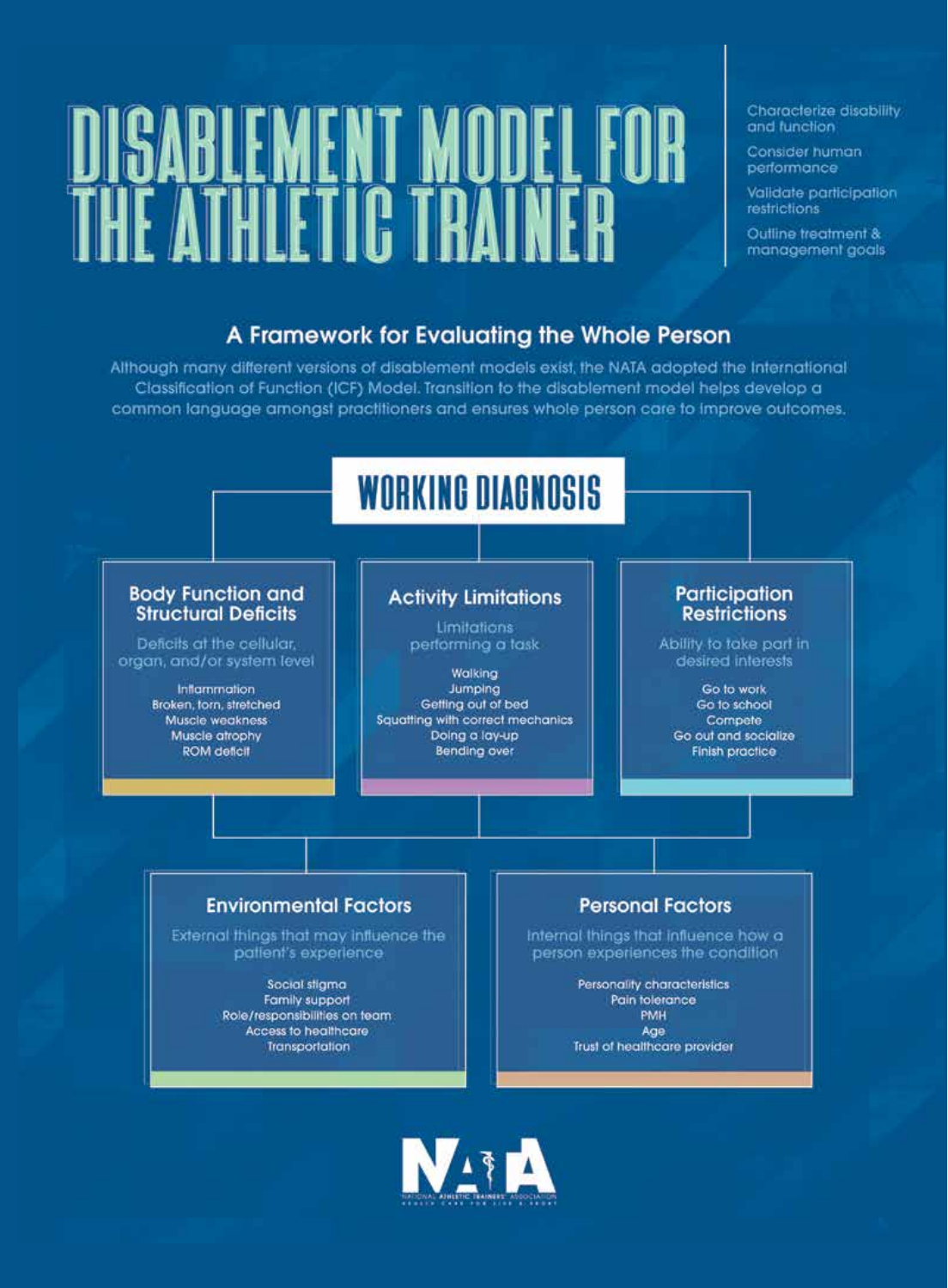# DISABLEMENT MODEL FOR THE ATHLETIC TRAINER

- Characterize disability and function
- Consider human performance
- Validate participation restrictions
- Outline treatment & management goals

## A Framework for Evaluating the Whole Person

Although many different versions of disablement models exist, the NATA adopted the International Classification of Function (ICF) Model. Transition to the disablement model helps develop a common language amongst practitioners and ensures whole person care to improve outcomes.

## WORKING DIAGNOSIS

### Body Function and Structural Deficits

Deficits at the cellular, organ, and/or system level

- Inflammation
- Broken, torn, stretched
- Muscle weakness
- Muscle atrophy
- ROM deficit

### Activity Limitations

Limitations performing a task

- Walking
- Jumping
- Getting out of bed
- Squatting with correct mechanics
- Doing a lay-up
- Bending over

### Participation Restrictions

Ability to take part in desired interests

- Go to work
- Go to school
- Compete
- Go out and socialize
- Finish practice

### Environmental Factors

External things that may influence the patient's experience

- Social stigma
- Family support
- Role/responsibilities on team
- Access to healthcare
- Transportation

### Personal Factors

Internal things that influence how a person experiences the condition

- Personality characteristics
- Pain tolerance
- PMH
- Age
- Trust of healthcare provider

NATA
NATIONAL ATHLETIC TRAINERS' ASSOCIATION
HEALTH CARE FOR LIFE & SPORT